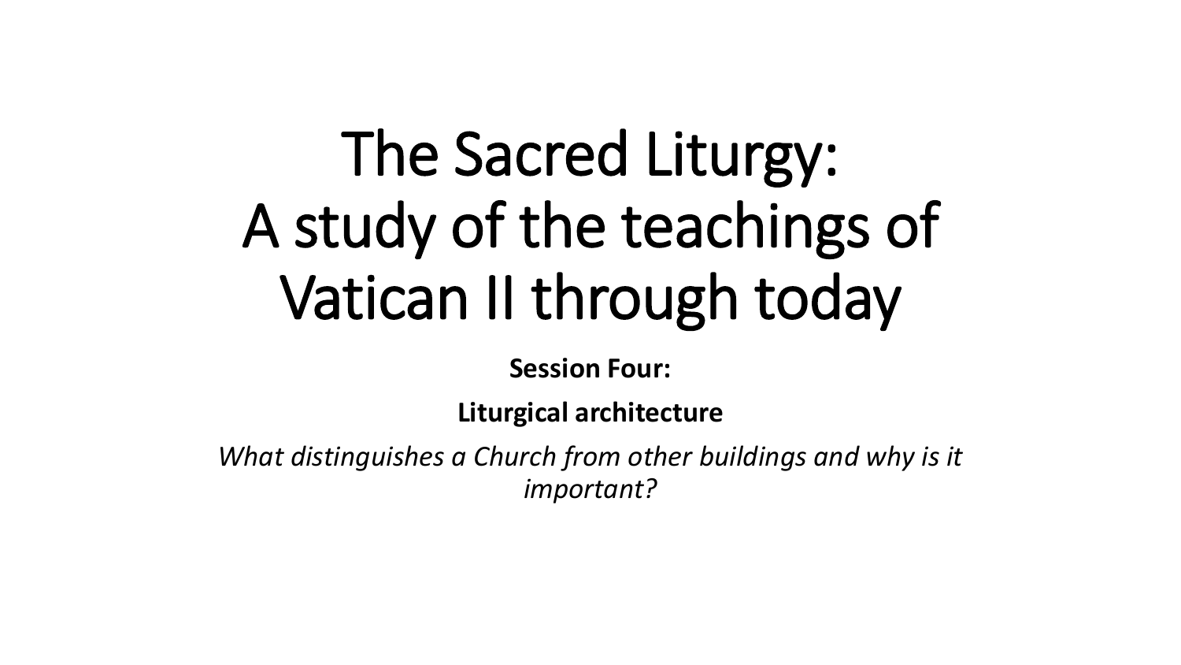# The Sacred Liturgy: A study of the teachings of Vatican II through today

**Session Four:**

**Liturgical architecture**

*What distinguishes a Church from other buildings and why is it important?*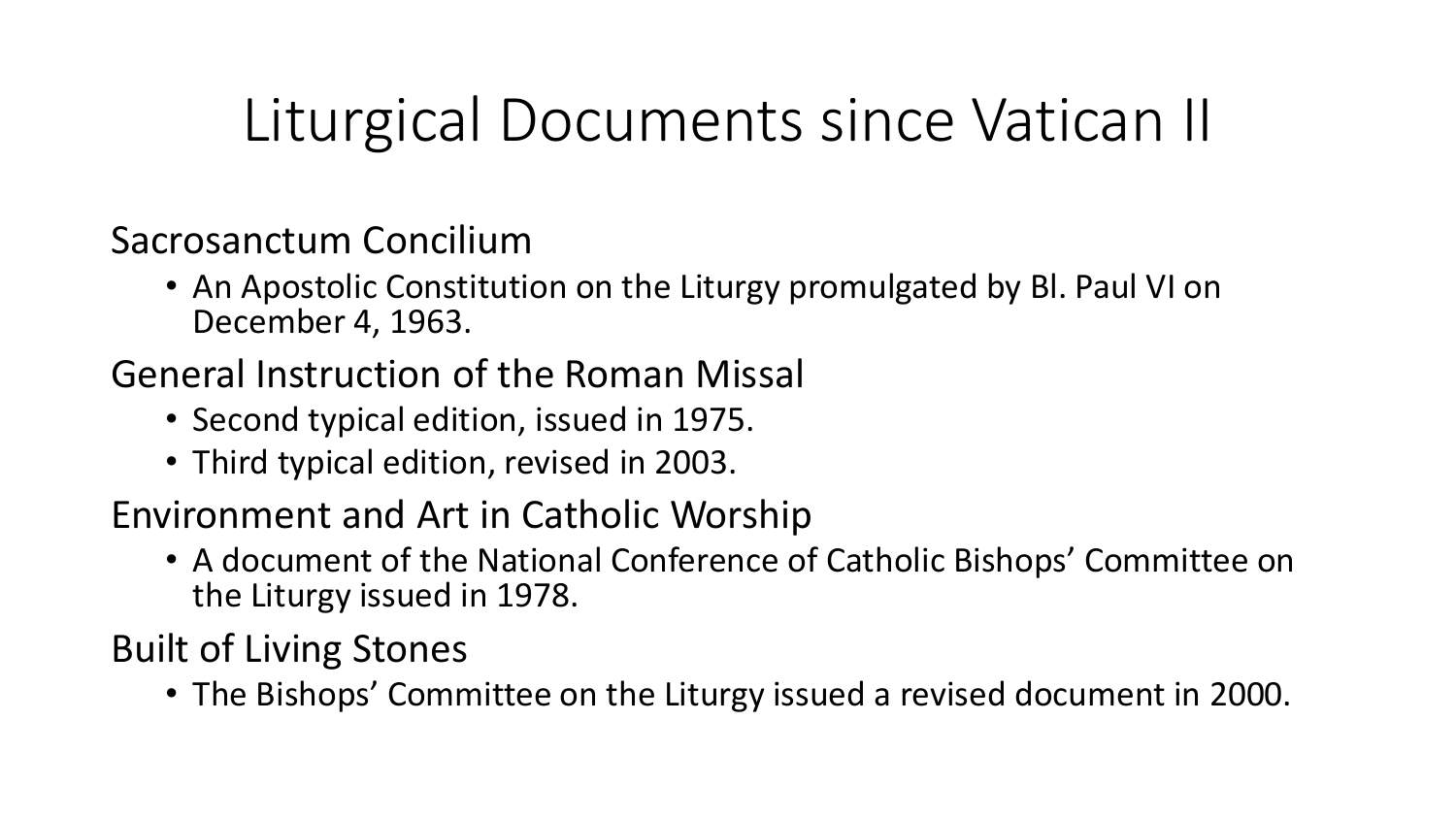# Liturgical Documents since Vatican II

## Sacrosanctum Concilium

- An Apostolic Constitution on the Liturgy promulgated by Bl. Paul VI on December 4, 1963.

## General Instruction of the Roman Missal

- Second typical edition, issued in 1975.
- Third typical edition, revised in 2003.

## Environment and Art in Catholic Worship

- A document of the National Conference of Catholic Bishops' Committee on the Liturgy issued in 1978.

## Built of Living Stones

- The Bishops' Committee on the Liturgy issued a revised document in 2000.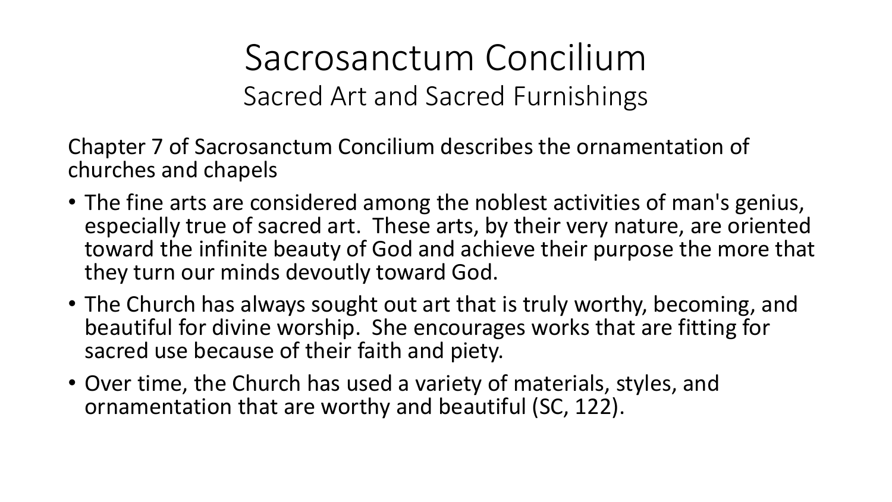# Sacrosanctum Concilium

## Sacred Art and Sacred Furnishings

Chapter 7 of Sacrosanctum Concilium describes the ornamentation of churches and chapels

- The fine arts are considered among the noblest activities of man's genius, especially true of sacred art. These arts, by their very nature, are oriented toward the infinite beauty of God and achieve their purpose the more that they turn our minds devoutly toward God.
- The Church has always sought out art that is truly worthy, becoming, and beautiful for divine worship. She encourages works that are fitting for sacred use because of their faith and piety.
- Over time, the Church has used a variety of materials, styles, and ornamentation that are worthy and beautiful (SC, 122).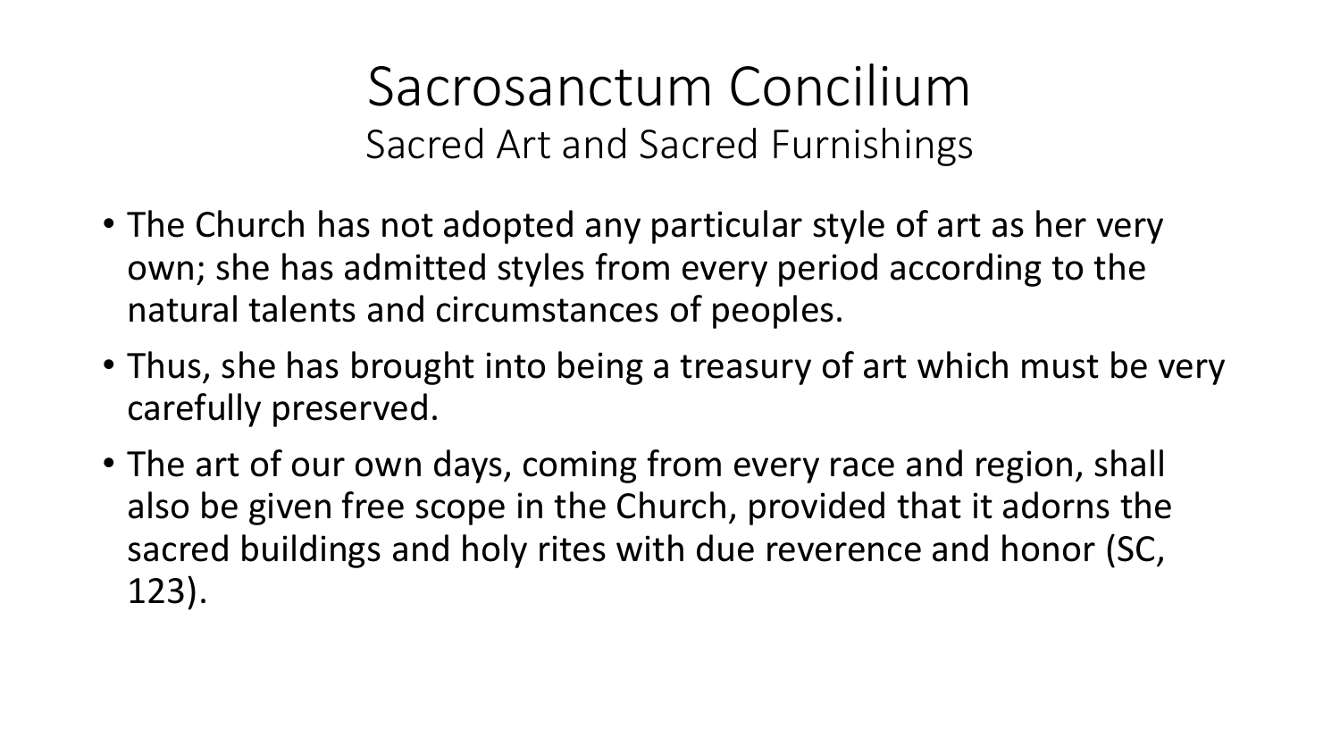# Sacrosanctum Concilium

## Sacred Art and Sacred Furnishings

- The Church has not adopted any particular style of art as her very own; she has admitted styles from every period according to the natural talents and circumstances of peoples.
- Thus, she has brought into being a treasury of art which must be very carefully preserved.
- The art of our own days, coming from every race and region, shall also be given free scope in the Church, provided that it adorns the sacred buildings and holy rites with due reverence and honor (SC, 123).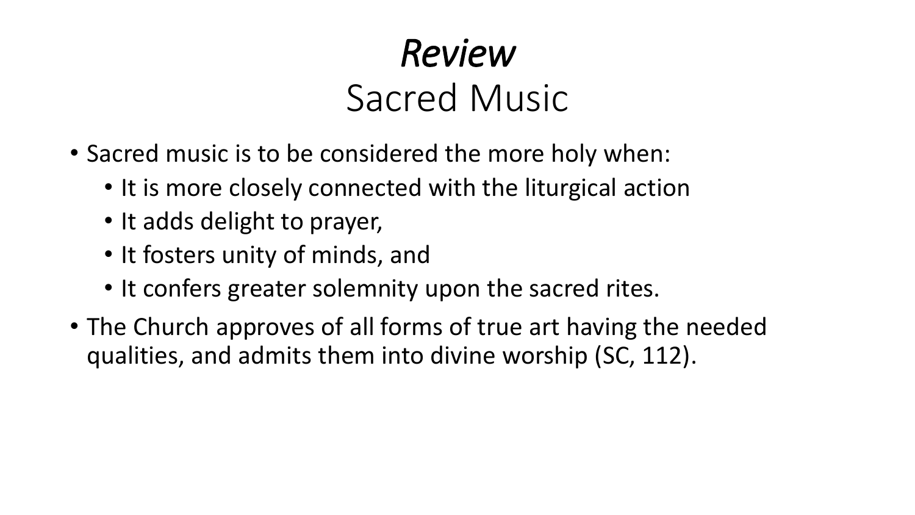# *Review*
## Sacred Music

- Sacred music is to be considered the more holy when:
  - It is more closely connected with the liturgical action
  - It adds delight to prayer,
  - It fosters unity of minds, and
  - It confers greater solemnity upon the sacred rites.
- The Church approves of all forms of true art having the needed qualities, and admits them into divine worship (SC, 112).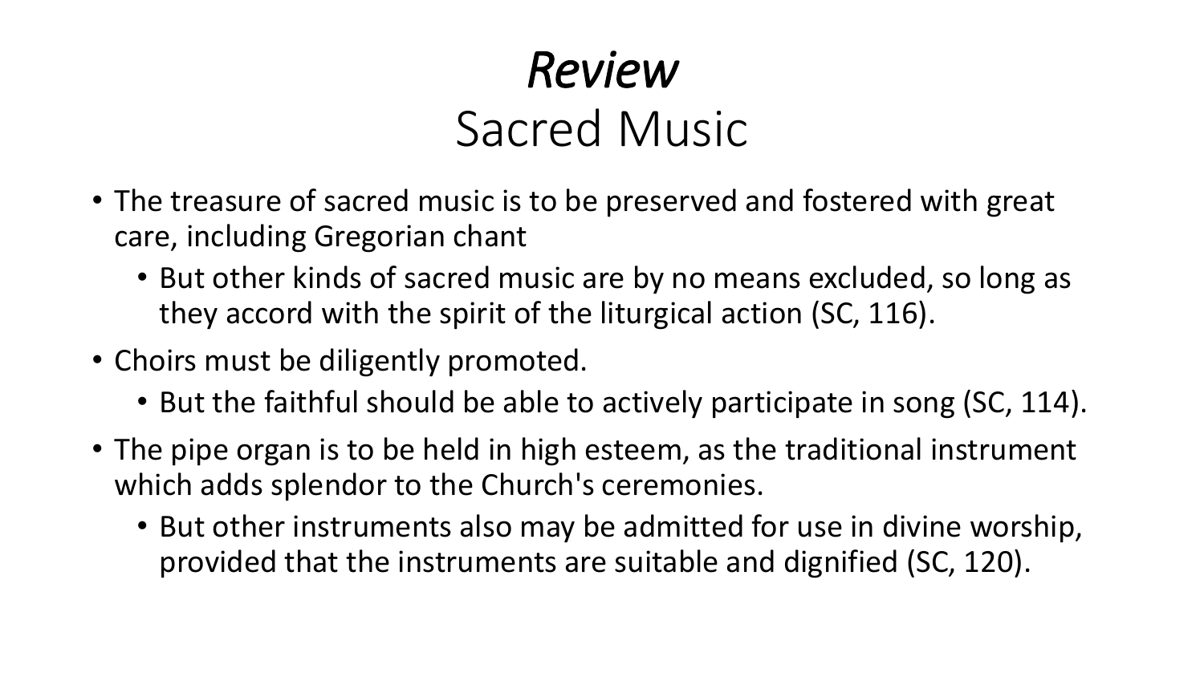# *Review*
## Sacred Music

- The treasure of sacred music is to be preserved and fostered with great care, including Gregorian chant
  - But other kinds of sacred music are by no means excluded, so long as they accord with the spirit of the liturgical action (SC, 116).
- Choirs must be diligently promoted.
  - But the faithful should be able to actively participate in song (SC, 114).
- The pipe organ is to be held in high esteem, as the traditional instrument which adds splendor to the Church's ceremonies.
  - But other instruments also may be admitted for use in divine worship, provided that the instruments are suitable and dignified (SC, 120).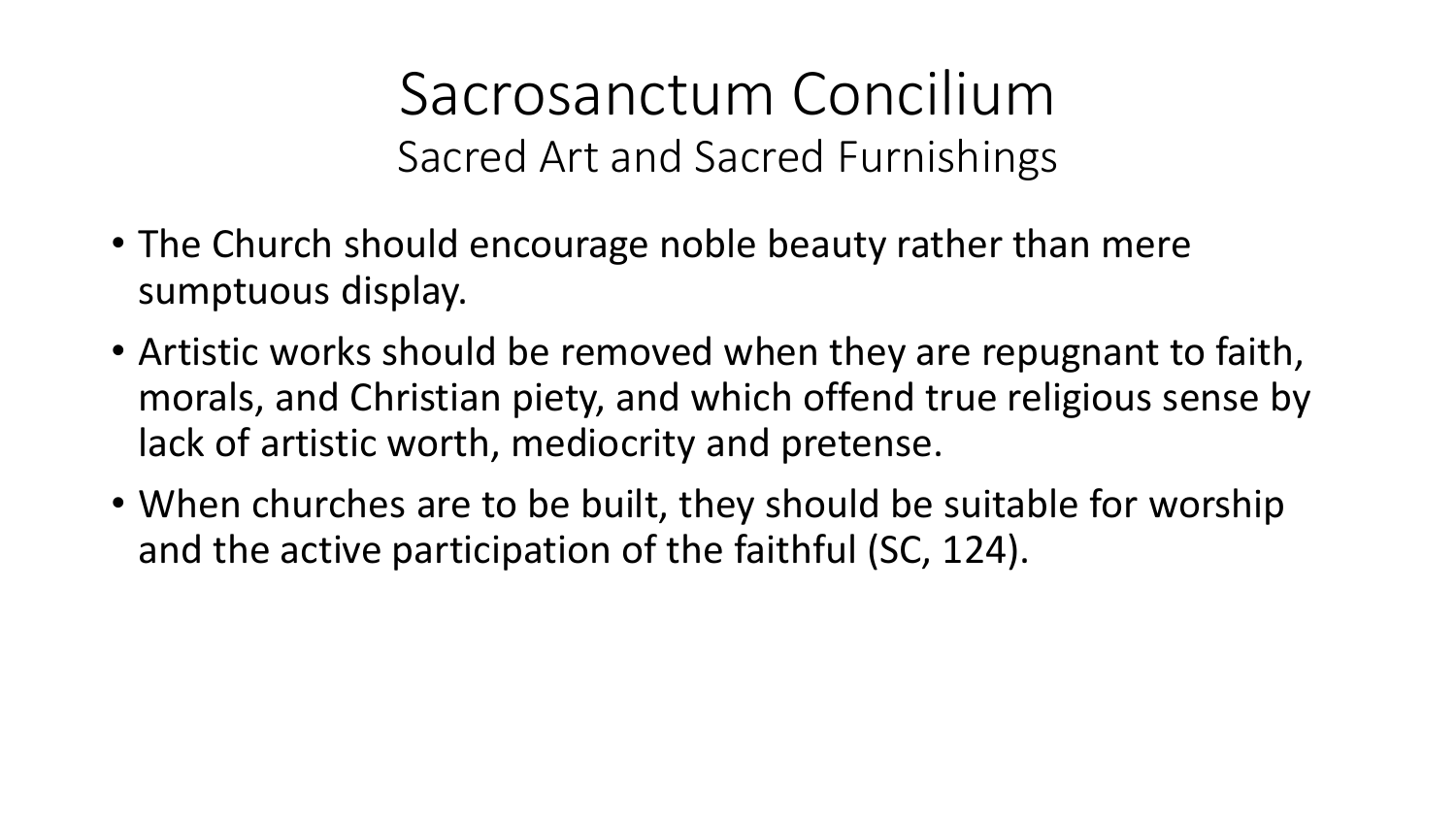# Sacrosanctum Concilium

## Sacred Art and Sacred Furnishings

- The Church should encourage noble beauty rather than mere sumptuous display.
- Artistic works should be removed when they are repugnant to faith, morals, and Christian piety, and which offend true religious sense by lack of artistic worth, mediocrity and pretense.
- When churches are to be built, they should be suitable for worship and the active participation of the faithful (SC, 124).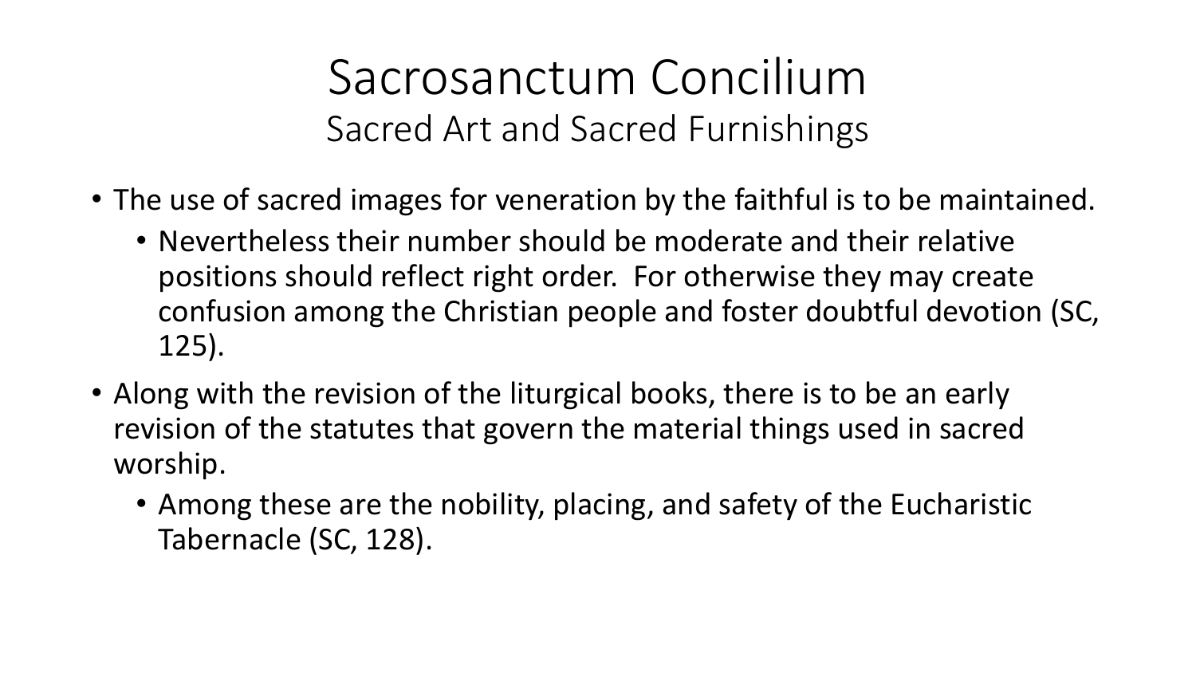# Sacrosanctum Concilium

## Sacred Art and Sacred Furnishings

- The use of sacred images for veneration by the faithful is to be maintained.
  - Nevertheless their number should be moderate and their relative positions should reflect right order. For otherwise they may create confusion among the Christian people and foster doubtful devotion (SC, 125).
- Along with the revision of the liturgical books, there is to be an early revision of the statutes that govern the material things used in sacred worship.
  - Among these are the nobility, placing, and safety of the Eucharistic Tabernacle (SC, 128).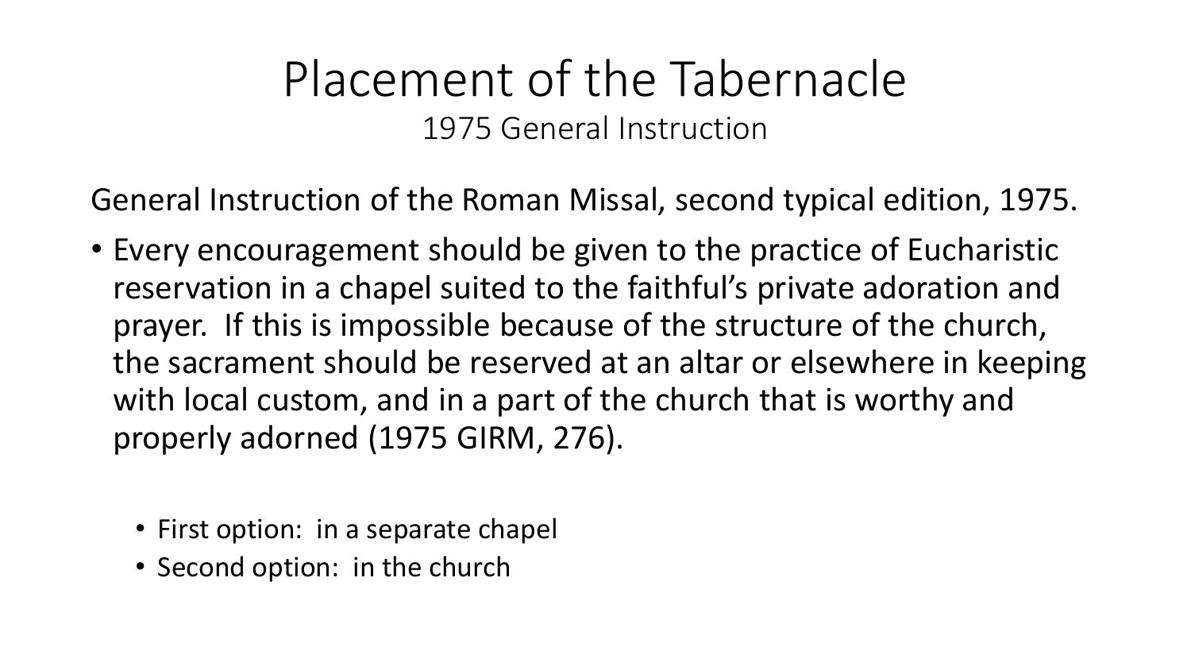# Placement of the Tabernacle

## 1975 General Instruction

General Instruction of the Roman Missal, second typical edition, 1975.

- Every encouragement should be given to the practice of Eucharistic reservation in a chapel suited to the faithful's private adoration and prayer. If this is impossible because of the structure of the church, the sacrament should be reserved at an altar or elsewhere in keeping with local custom, and in a part of the church that is worthy and properly adorned (1975 GIRM, 276).
  - First option: in a separate chapel
  - Second option: in the church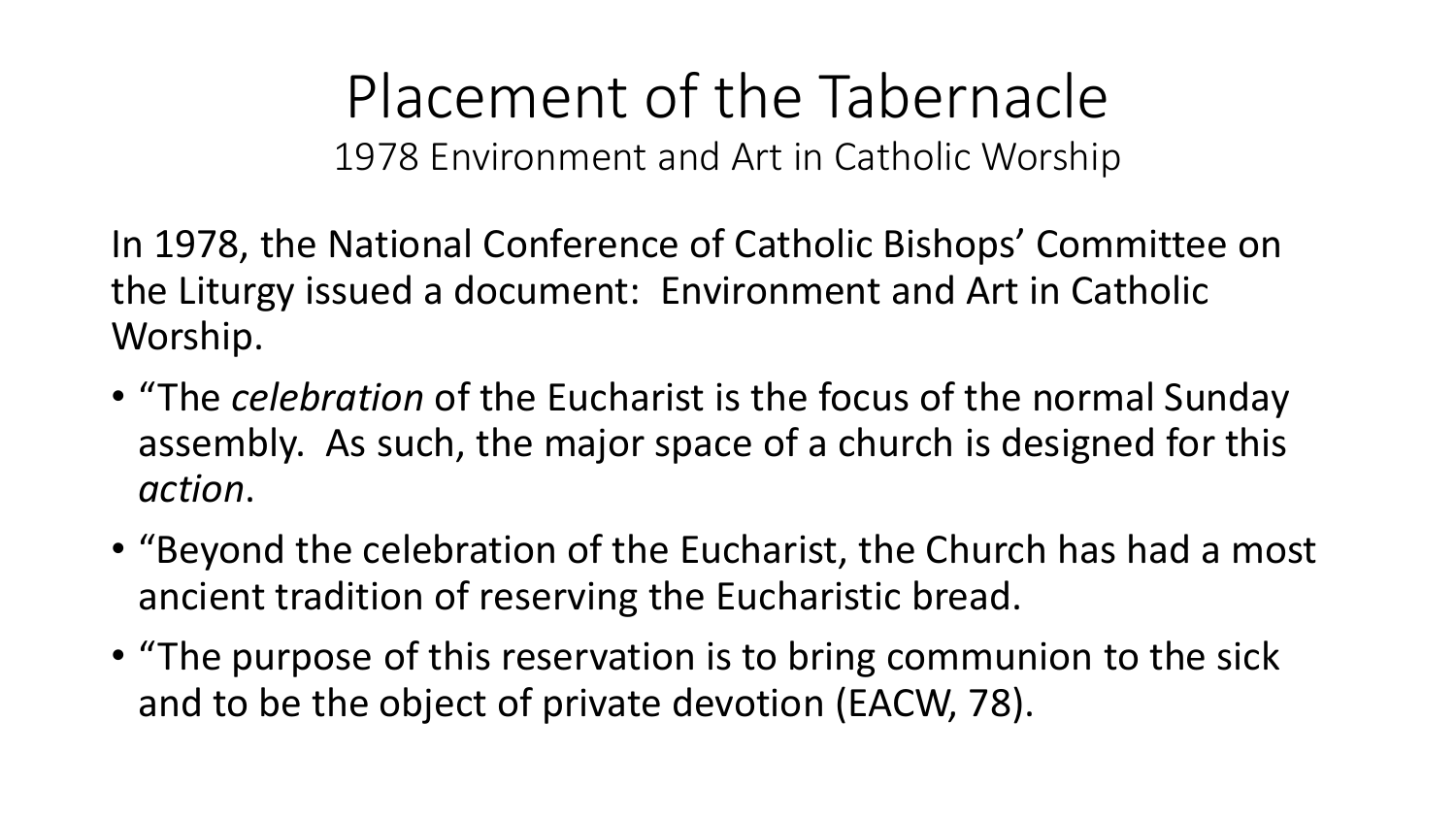# Placement of the Tabernacle

## 1978 Environment and Art in Catholic Worship

In 1978, the National Conference of Catholic Bishops' Committee on the Liturgy issued a document: Environment and Art in Catholic Worship.

- "The *celebration* of the Eucharist is the focus of the normal Sunday assembly. As such, the major space of a church is designed for this *action*.
- "Beyond the celebration of the Eucharist, the Church has had a most ancient tradition of reserving the Eucharistic bread.
- "The purpose of this reservation is to bring communion to the sick and to be the object of private devotion (EACW, 78).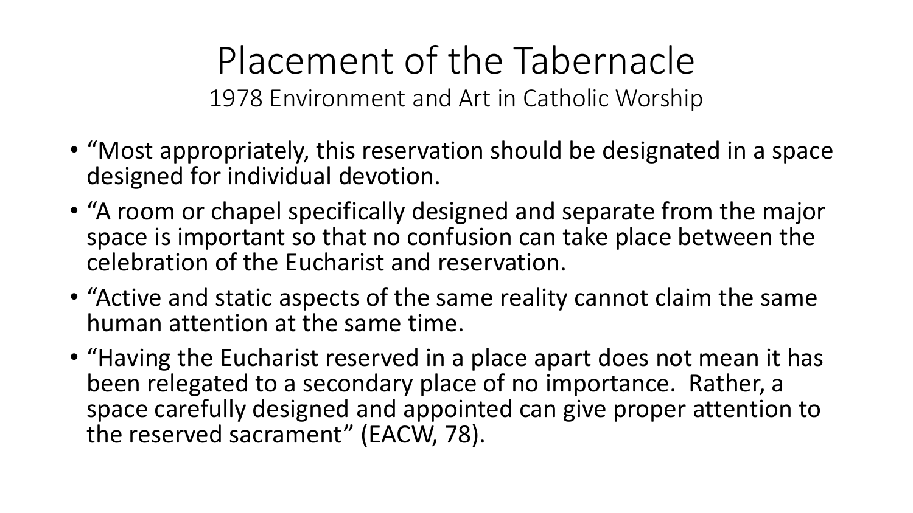# Placement of the Tabernacle

## 1978 Environment and Art in Catholic Worship

- “Most appropriately, this reservation should be designated in a space designed for individual devotion.
- “A room or chapel specifically designed and separate from the major space is important so that no confusion can take place between the celebration of the Eucharist and reservation.
- “Active and static aspects of the same reality cannot claim the same human attention at the same time.
- “Having the Eucharist reserved in a place apart does not mean it has been relegated to a secondary place of no importance. Rather, a space carefully designed and appointed can give proper attention to the reserved sacrament” (EACW, 78).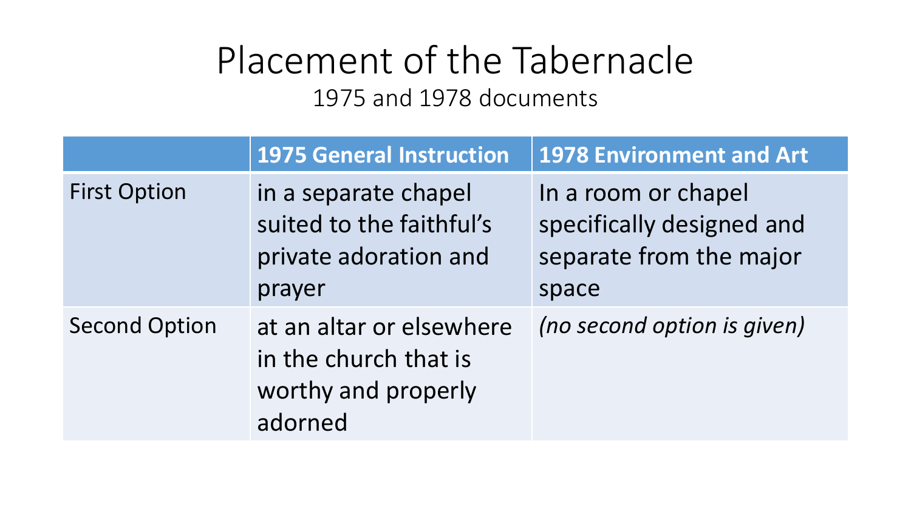# Placement of the Tabernacle

1975 and 1978 documents

| | 1975 General Instruction | 1978 Environment and Art |
|---|---|---|
| First Option | in a separate chapel suited to the faithful's private adoration and prayer | In a room or chapel specifically designed and separate from the major space |
| Second Option | at an altar or elsewhere in the church that is worthy and properly adorned | *(no second option is given)* |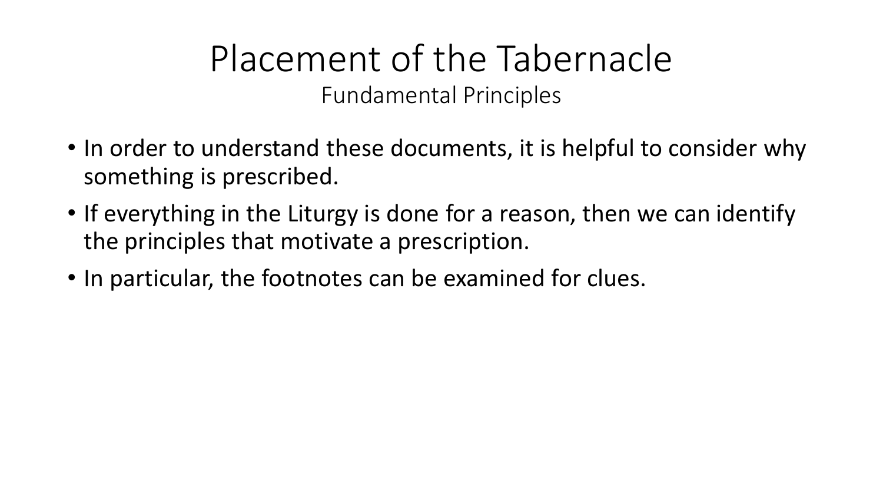# Placement of the Tabernacle

## Fundamental Principles

- In order to understand these documents, it is helpful to consider why something is prescribed.
- If everything in the Liturgy is done for a reason, then we can identify the principles that motivate a prescription.
- In particular, the footnotes can be examined for clues.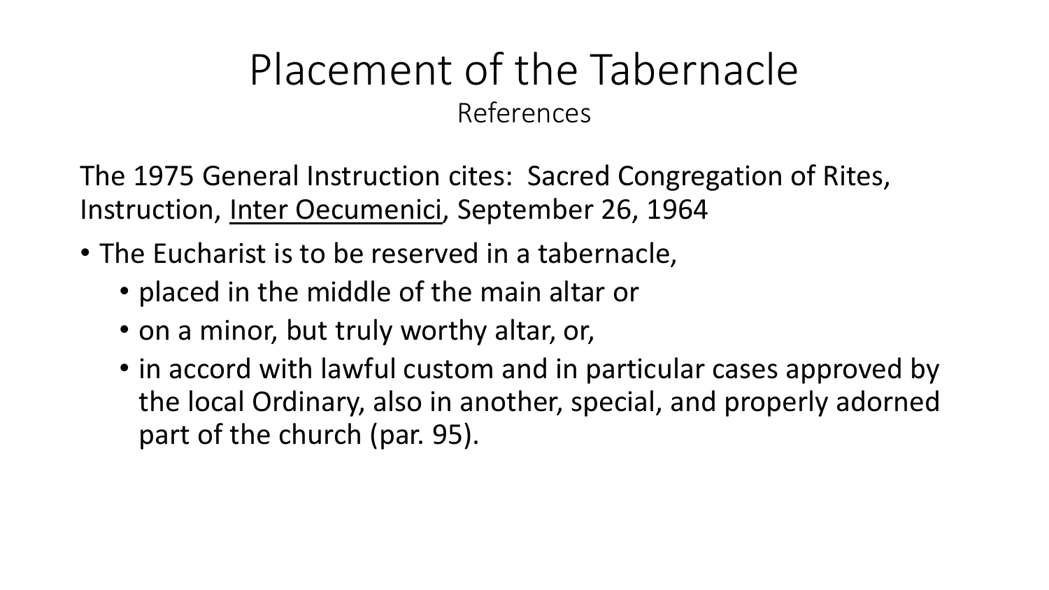# Placement of the Tabernacle

## References

The 1975 General Instruction cites: Sacred Congregation of Rites, Instruction, Inter Oecumenici, September 26, 1964

- The Eucharist is to be reserved in a tabernacle,
  - placed in the middle of the main altar or
  - on a minor, but truly worthy altar, or,
  - in accord with lawful custom and in particular cases approved by the local Ordinary, also in another, special, and properly adorned part of the church (par. 95).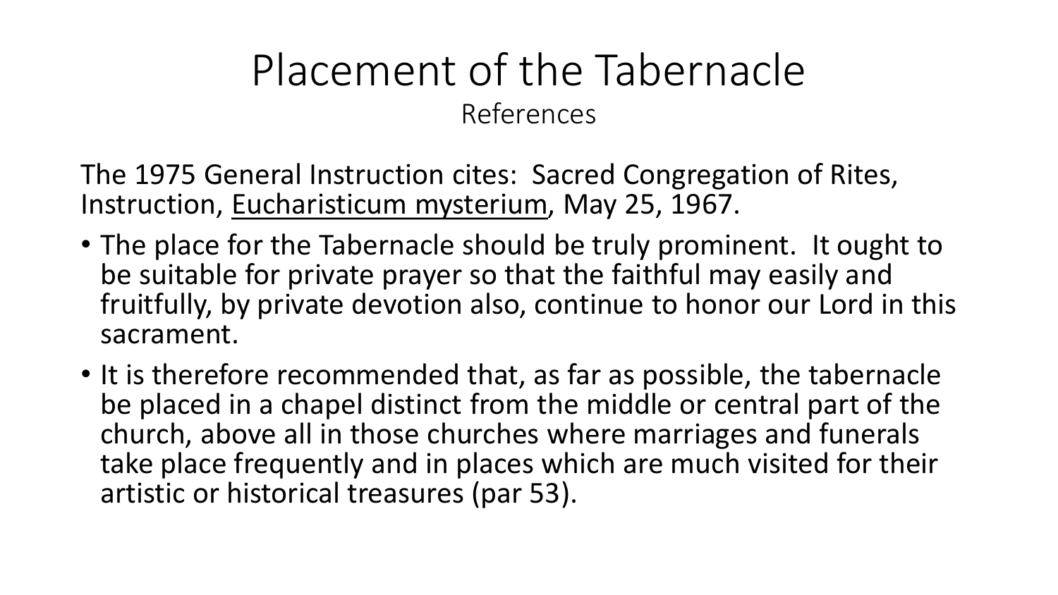# Placement of the Tabernacle

## References

The 1975 General Instruction cites: Sacred Congregation of Rites, Instruction, Eucharisticum mysterium, May 25, 1967.

- The place for the Tabernacle should be truly prominent. It ought to be suitable for private prayer so that the faithful may easily and fruitfully, by private devotion also, continue to honor our Lord in this sacrament.
- It is therefore recommended that, as far as possible, the tabernacle be placed in a chapel distinct from the middle or central part of the church, above all in those churches where marriages and funerals take place frequently and in places which are much visited for their artistic or historical treasures (par 53).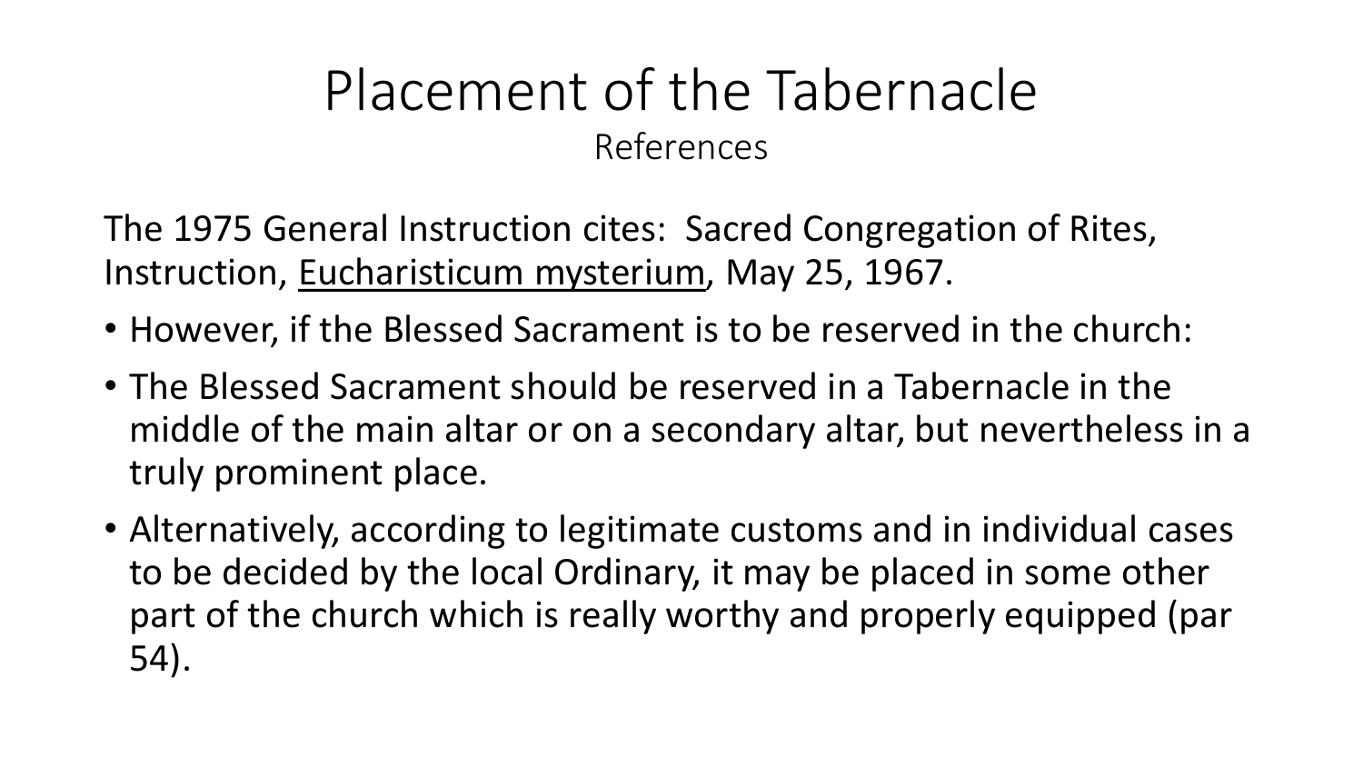# Placement of the Tabernacle

## References

The 1975 General Instruction cites: Sacred Congregation of Rites, Instruction, <u>Eucharisticum mysterium</u>, May 25, 1967.

- However, if the Blessed Sacrament is to be reserved in the church:
- The Blessed Sacrament should be reserved in a Tabernacle in the middle of the main altar or on a secondary altar, but nevertheless in a truly prominent place.
- Alternatively, according to legitimate customs and in individual cases to be decided by the local Ordinary, it may be placed in some other part of the church which is really worthy and properly equipped (par 54).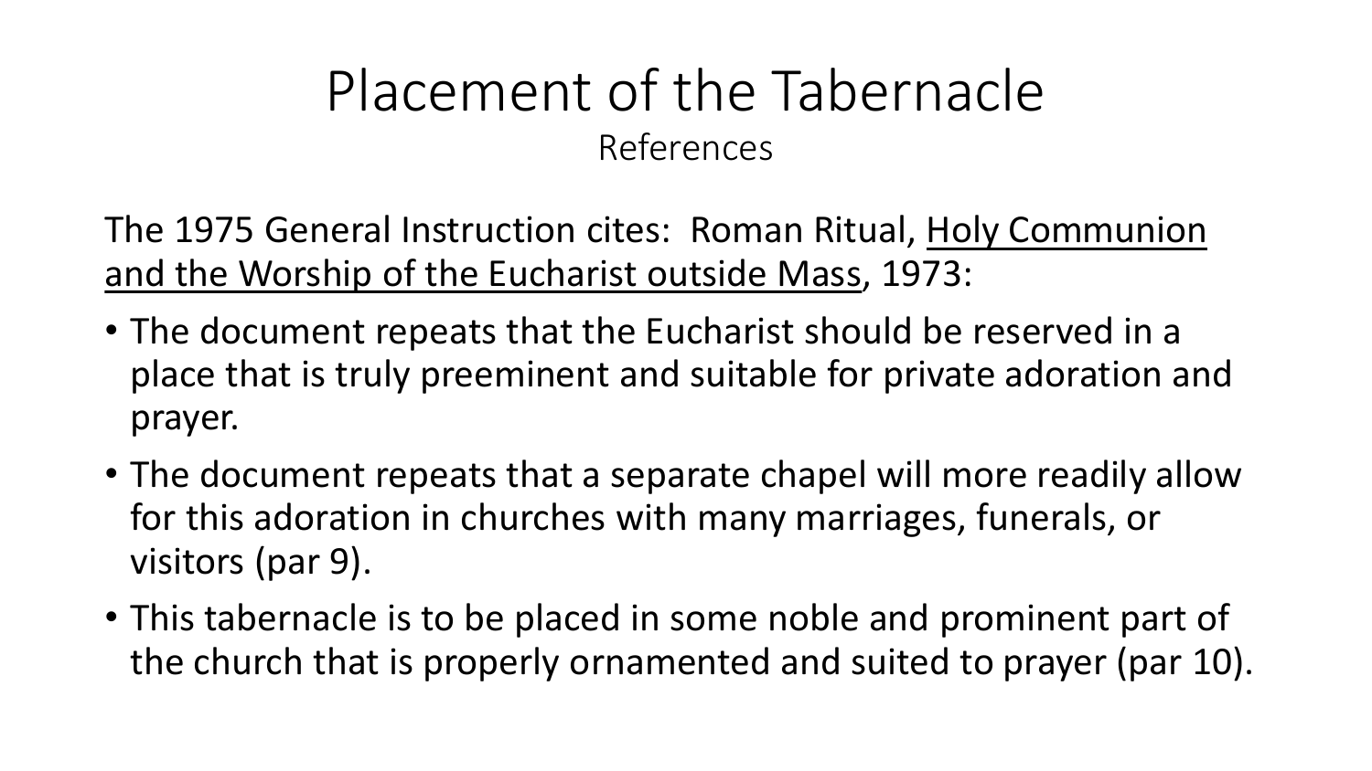# Placement of the Tabernacle

## References

The 1975 General Instruction cites: Roman Ritual, <u>Holy Communion and the Worship of the Eucharist outside Mass</u>, 1973:

- The document repeats that the Eucharist should be reserved in a place that is truly preeminent and suitable for private adoration and prayer.
- The document repeats that a separate chapel will more readily allow for this adoration in churches with many marriages, funerals, or visitors (par 9).
- This tabernacle is to be placed in some noble and prominent part of the church that is properly ornamented and suited to prayer (par 10).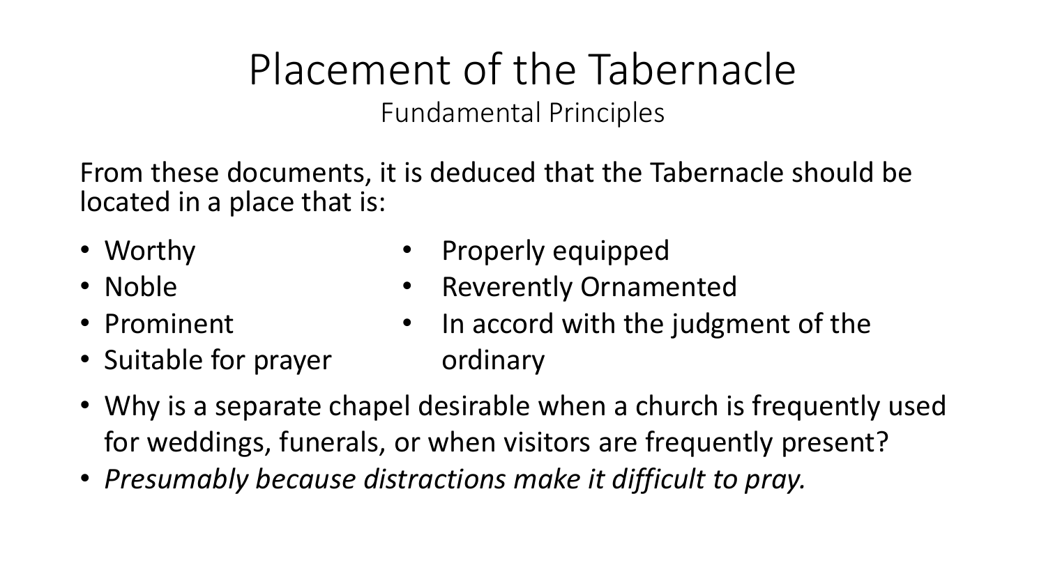# Placement of the Tabernacle

## Fundamental Principles

From these documents, it is deduced that the Tabernacle should be located in a place that is:

- Worthy
- Noble
- Prominent
- Suitable for prayer
- Properly equipped
- Reverently Ornamented
- In accord with the judgment of the ordinary

- Why is a separate chapel desirable when a church is frequently used for weddings, funerals, or when visitors are frequently present?
- *Presumably because distractions make it difficult to pray.*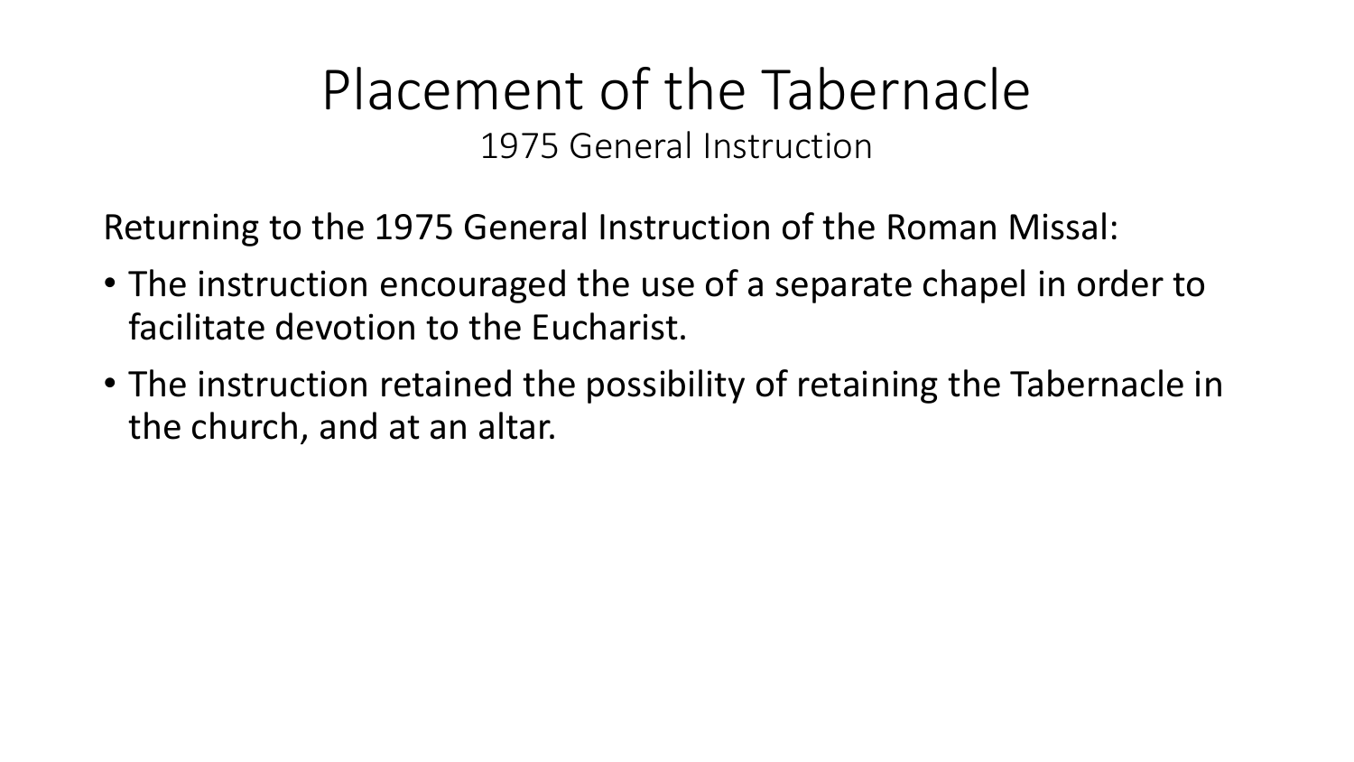# Placement of the Tabernacle

## 1975 General Instruction

Returning to the 1975 General Instruction of the Roman Missal:

- The instruction encouraged the use of a separate chapel in order to facilitate devotion to the Eucharist.
- The instruction retained the possibility of retaining the Tabernacle in the church, and at an altar.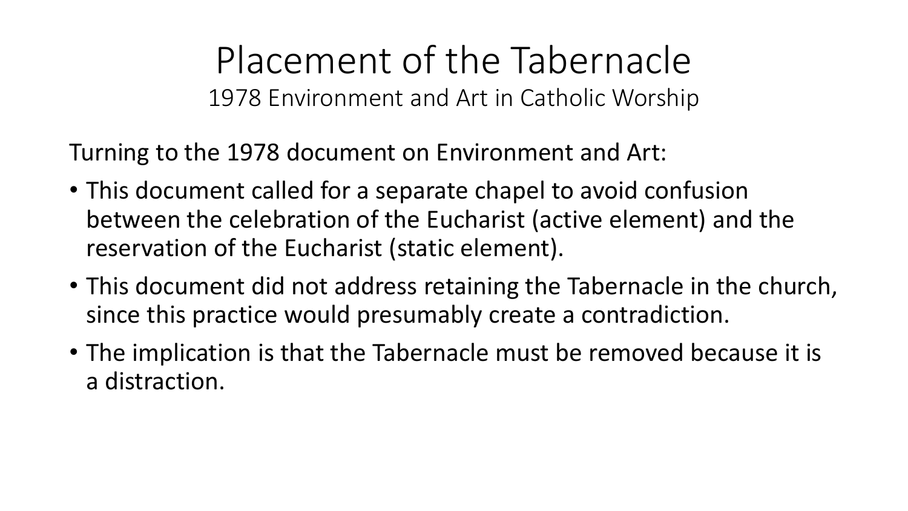# Placement of the Tabernacle

## 1978 Environment and Art in Catholic Worship

Turning to the 1978 document on Environment and Art:

- This document called for a separate chapel to avoid confusion between the celebration of the Eucharist (active element) and the reservation of the Eucharist (static element).
- This document did not address retaining the Tabernacle in the church, since this practice would presumably create a contradiction.
- The implication is that the Tabernacle must be removed because it is a distraction.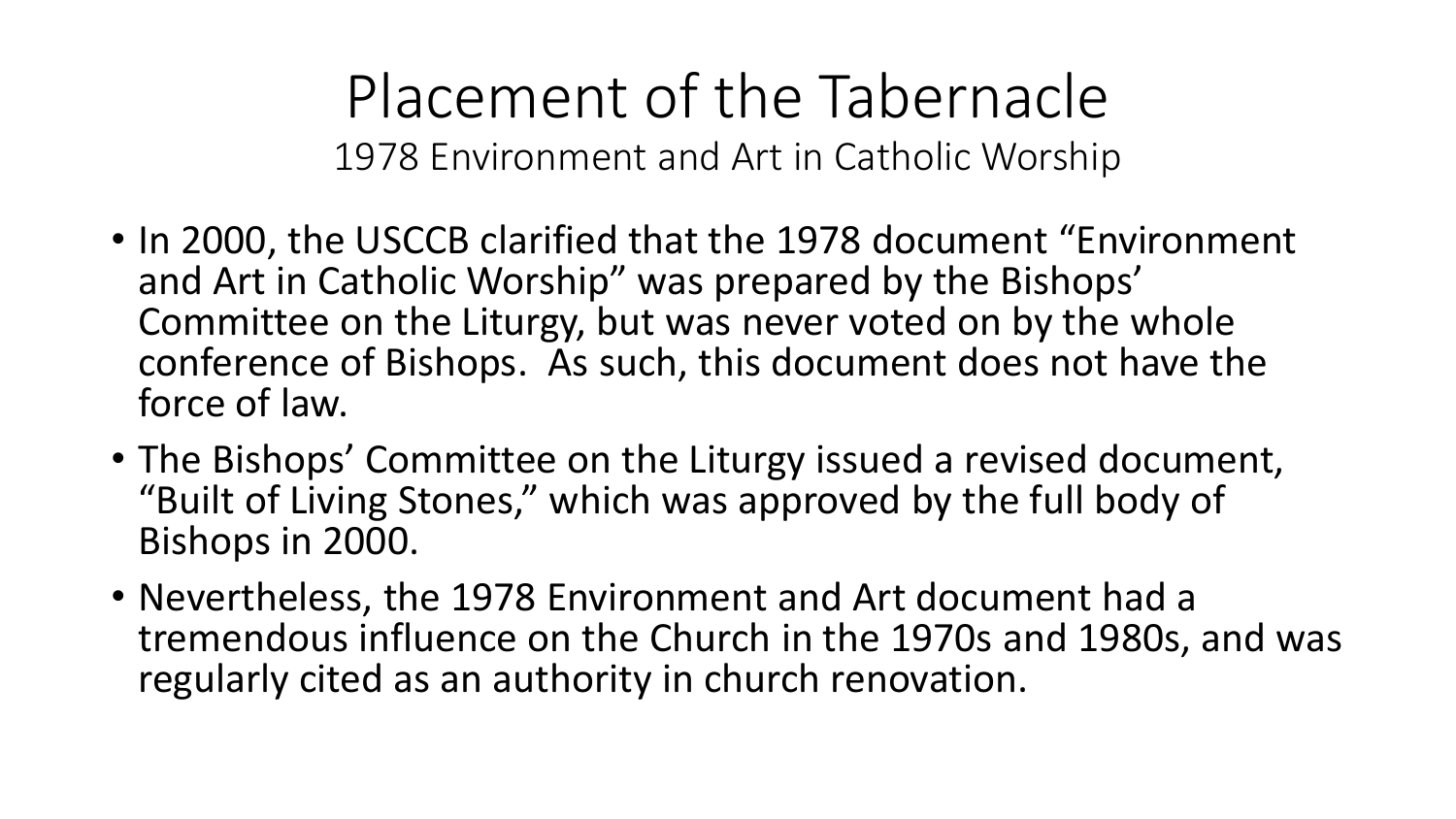# Placement of the Tabernacle

## 1978 Environment and Art in Catholic Worship

- In 2000, the USCCB clarified that the 1978 document "Environment and Art in Catholic Worship" was prepared by the Bishops' Committee on the Liturgy, but was never voted on by the whole conference of Bishops. As such, this document does not have the force of law.
- The Bishops' Committee on the Liturgy issued a revised document, "Built of Living Stones," which was approved by the full body of Bishops in 2000.
- Nevertheless, the 1978 Environment and Art document had a tremendous influence on the Church in the 1970s and 1980s, and was regularly cited as an authority in church renovation.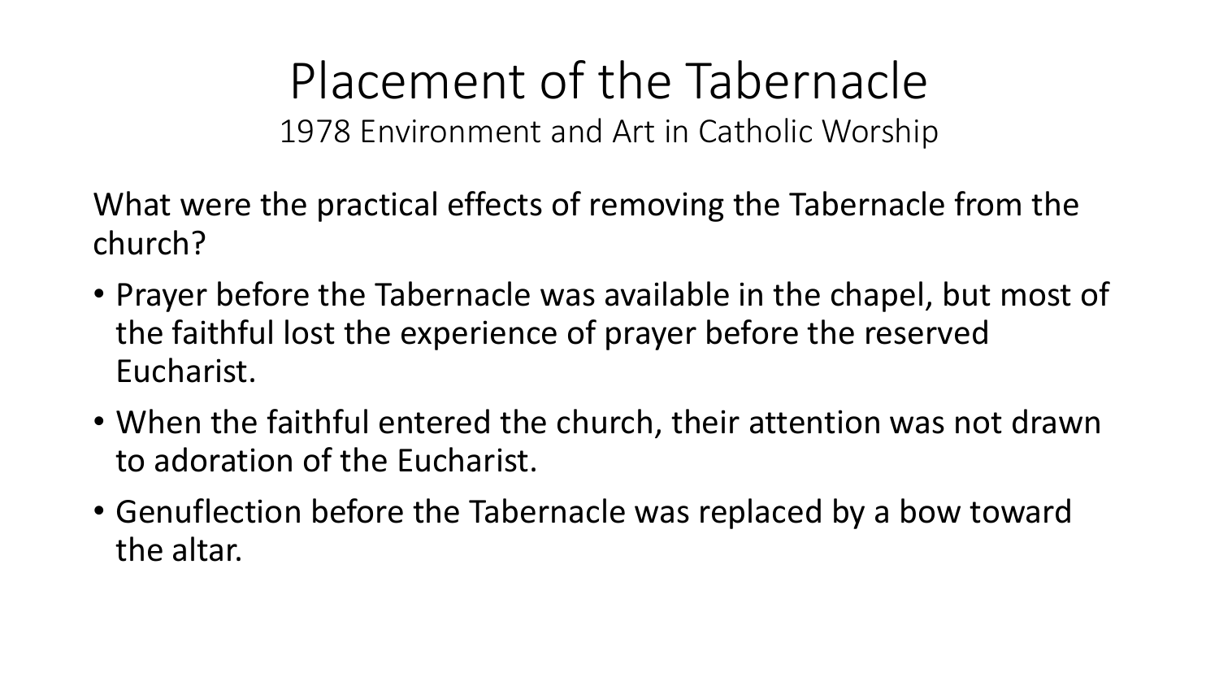# Placement of the Tabernacle

## 1978 Environment and Art in Catholic Worship

What were the practical effects of removing the Tabernacle from the church?

- Prayer before the Tabernacle was available in the chapel, but most of the faithful lost the experience of prayer before the reserved Eucharist.
- When the faithful entered the church, their attention was not drawn to adoration of the Eucharist.
- Genuflection before the Tabernacle was replaced by a bow toward the altar.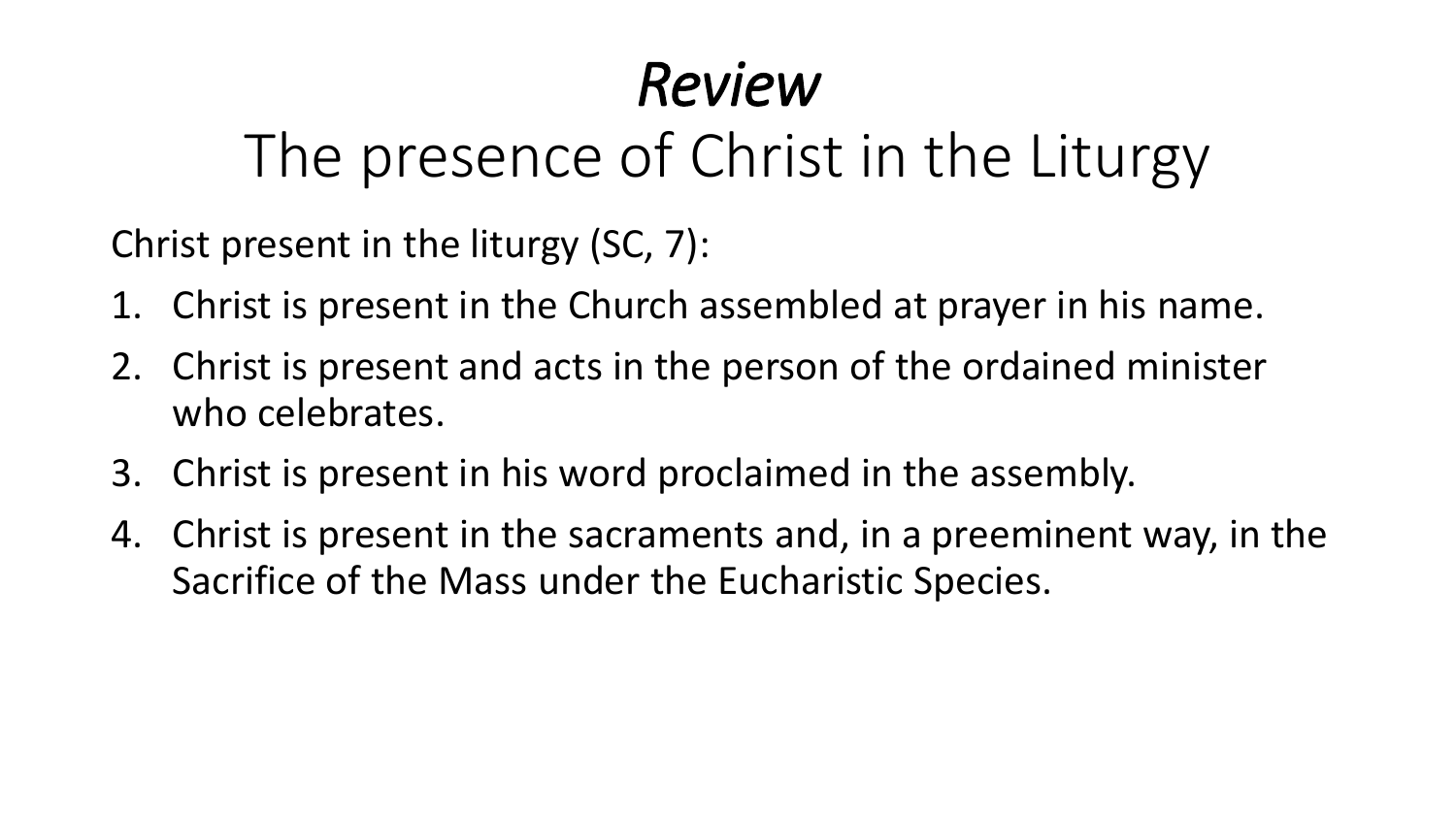# *Review*
## The presence of Christ in the Liturgy

Christ present in the liturgy (SC, 7):

1. Christ is present in the Church assembled at prayer in his name.
2. Christ is present and acts in the person of the ordained minister who celebrates.
3. Christ is present in his word proclaimed in the assembly.
4. Christ is present in the sacraments and, in a preeminent way, in the Sacrifice of the Mass under the Eucharistic Species.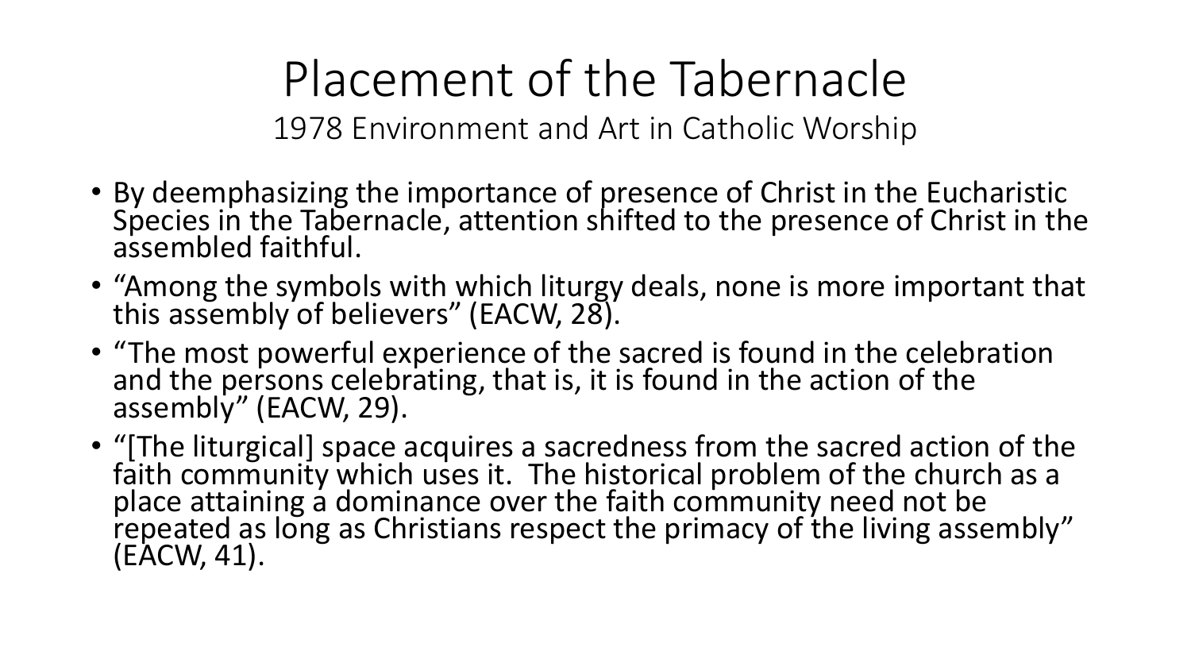# Placement of the Tabernacle

## 1978 Environment and Art in Catholic Worship

- By deemphasizing the importance of presence of Christ in the Eucharistic Species in the Tabernacle, attention shifted to the presence of Christ in the assembled faithful.
- “Among the symbols with which liturgy deals, none is more important that this assembly of believers” (EACW, 28).
- “The most powerful experience of the sacred is found in the celebration and the persons celebrating, that is, it is found in the action of the assembly” (EACW, 29).
- “[The liturgical] space acquires a sacredness from the sacred action of the faith community which uses it. The historical problem of the church as a place attaining a dominance over the faith community need not be repeated as long as Christians respect the primacy of the living assembly” (EACW, 41).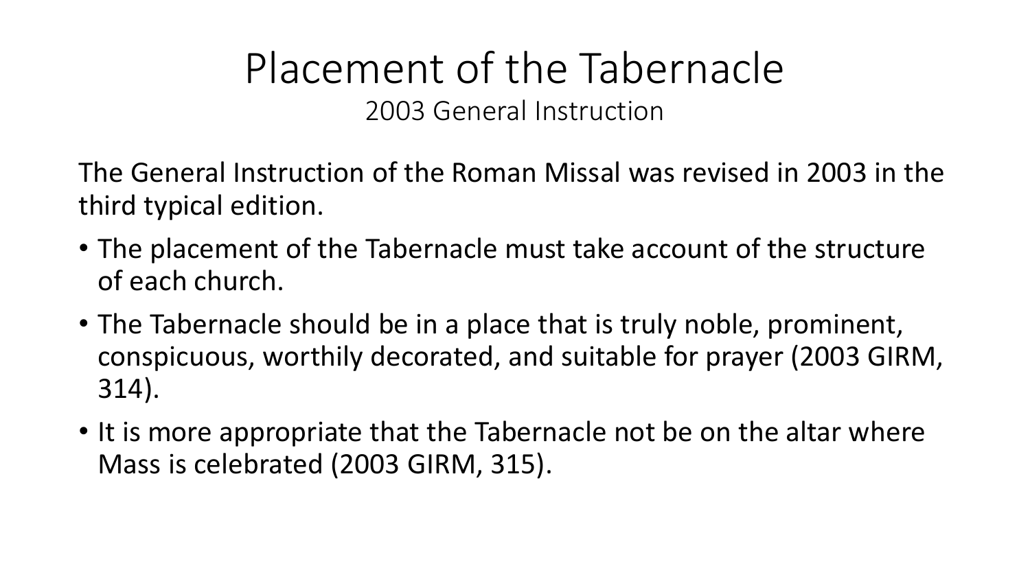# Placement of the Tabernacle

## 2003 General Instruction

The General Instruction of the Roman Missal was revised in 2003 in the third typical edition.

- The placement of the Tabernacle must take account of the structure of each church.
- The Tabernacle should be in a place that is truly noble, prominent, conspicuous, worthily decorated, and suitable for prayer (2003 GIRM, 314).
- It is more appropriate that the Tabernacle not be on the altar where Mass is celebrated (2003 GIRM, 315).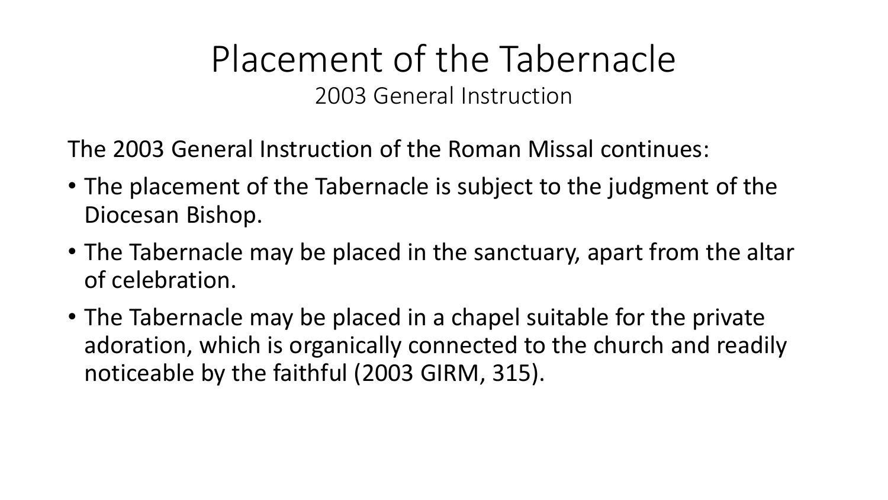# Placement of the Tabernacle

## 2003 General Instruction

The 2003 General Instruction of the Roman Missal continues:

- The placement of the Tabernacle is subject to the judgment of the Diocesan Bishop.
- The Tabernacle may be placed in the sanctuary, apart from the altar of celebration.
- The Tabernacle may be placed in a chapel suitable for the private adoration, which is organically connected to the church and readily noticeable by the faithful (2003 GIRM, 315).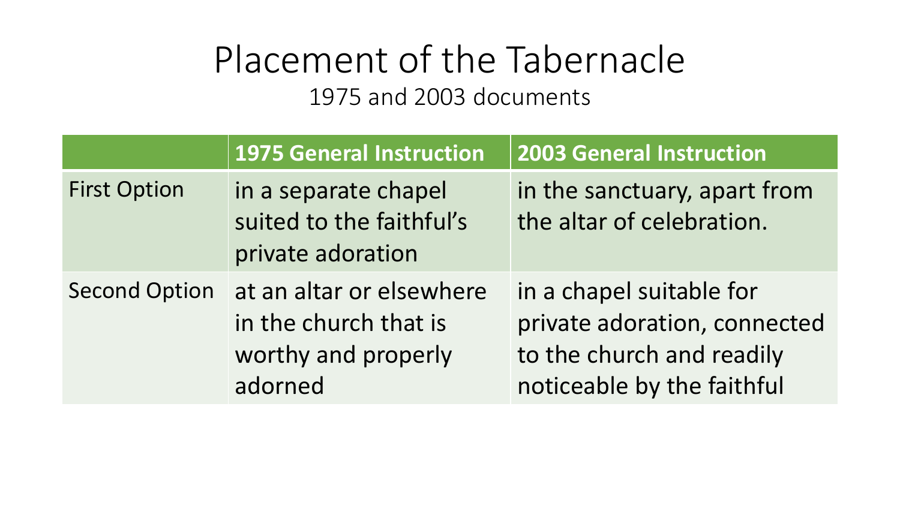# Placement of the Tabernacle

1975 and 2003 documents

| | 1975 General Instruction | 2003 General Instruction |
|---|---|---|
| First Option | in a separate chapel suited to the faithful's private adoration | in the sanctuary, apart from the altar of celebration. |
| Second Option | at an altar or elsewhere in the church that is worthy and properly adorned | in a chapel suitable for private adoration, connected to the church and readily noticeable by the faithful |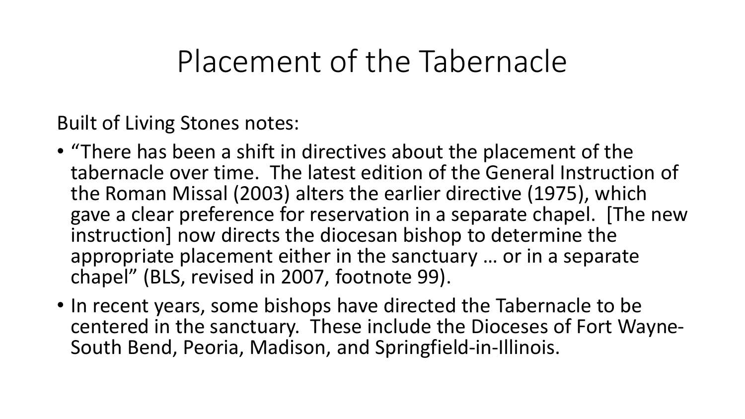# Placement of the Tabernacle

Built of Living Stones notes:

- "There has been a shift in directives about the placement of the tabernacle over time. The latest edition of the General Instruction of the Roman Missal (2003) alters the earlier directive (1975), which gave a clear preference for reservation in a separate chapel. [The new instruction] now directs the diocesan bishop to determine the appropriate placement either in the sanctuary … or in a separate chapel" (BLS, revised in 2007, footnote 99).
- In recent years, some bishops have directed the Tabernacle to be centered in the sanctuary. These include the Dioceses of Fort Wayne-South Bend, Peoria, Madison, and Springfield-in-Illinois.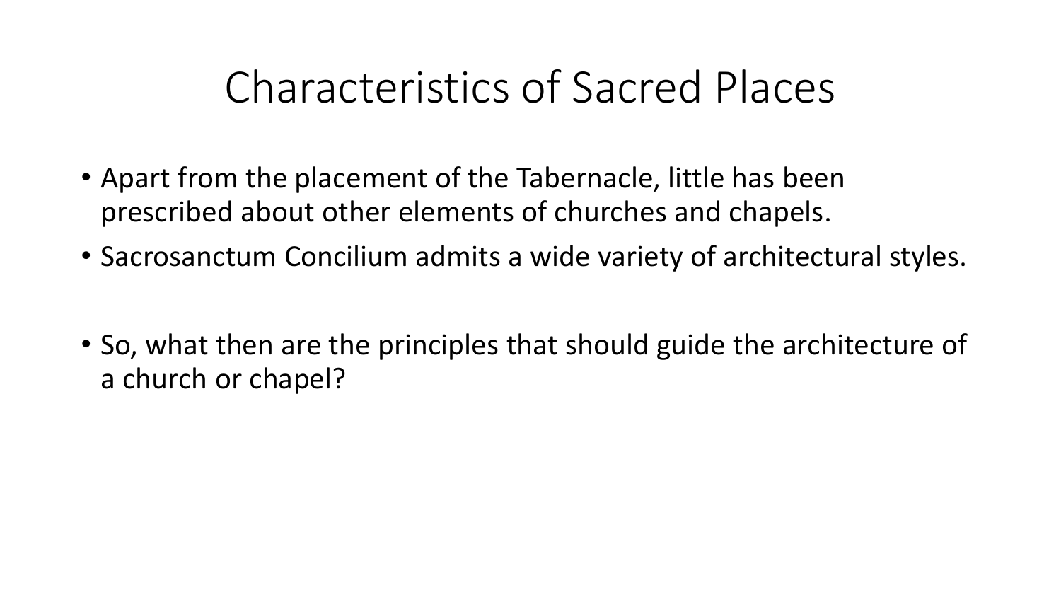# Characteristics of Sacred Places

- Apart from the placement of the Tabernacle, little has been prescribed about other elements of churches and chapels.
- Sacrosanctum Concilium admits a wide variety of architectural styles.

- So, what then are the principles that should guide the architecture of a church or chapel?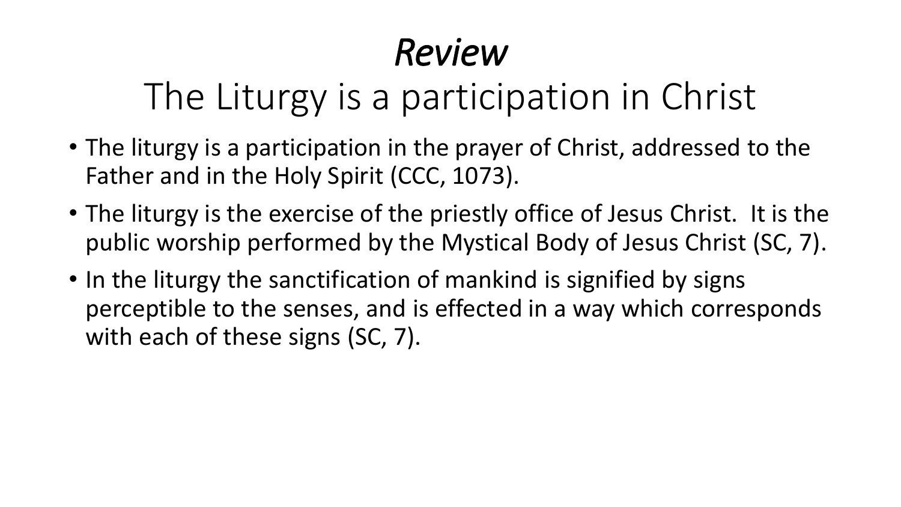# *Review*

## The Liturgy is a participation in Christ

- The liturgy is a participation in the prayer of Christ, addressed to the Father and in the Holy Spirit (CCC, 1073).
- The liturgy is the exercise of the priestly office of Jesus Christ. It is the public worship performed by the Mystical Body of Jesus Christ (SC, 7).
- In the liturgy the sanctification of mankind is signified by signs perceptible to the senses, and is effected in a way which corresponds with each of these signs (SC, 7).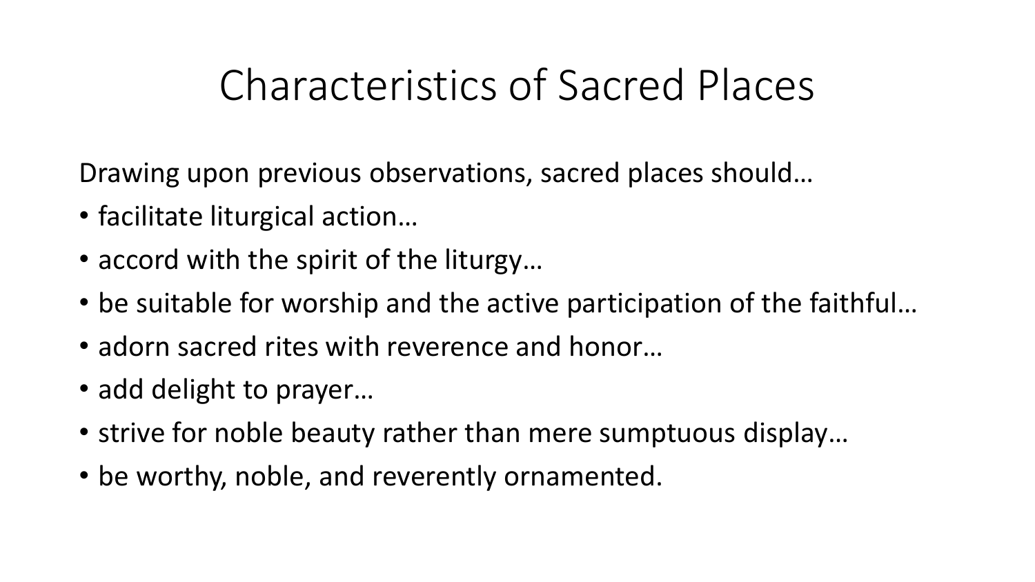# Characteristics of Sacred Places

Drawing upon previous observations, sacred places should…

- facilitate liturgical action…
- accord with the spirit of the liturgy…
- be suitable for worship and the active participation of the faithful…
- adorn sacred rites with reverence and honor…
- add delight to prayer…
- strive for noble beauty rather than mere sumptuous display…
- be worthy, noble, and reverently ornamented.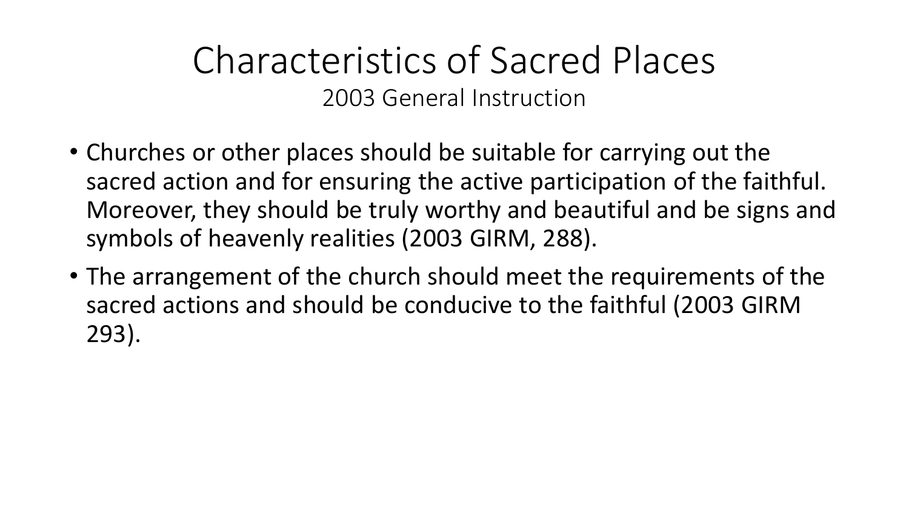# Characteristics of Sacred Places

2003 General Instruction

- Churches or other places should be suitable for carrying out the sacred action and for ensuring the active participation of the faithful. Moreover, they should be truly worthy and beautiful and be signs and symbols of heavenly realities (2003 GIRM, 288).
- The arrangement of the church should meet the requirements of the sacred actions and should be conducive to the faithful (2003 GIRM 293).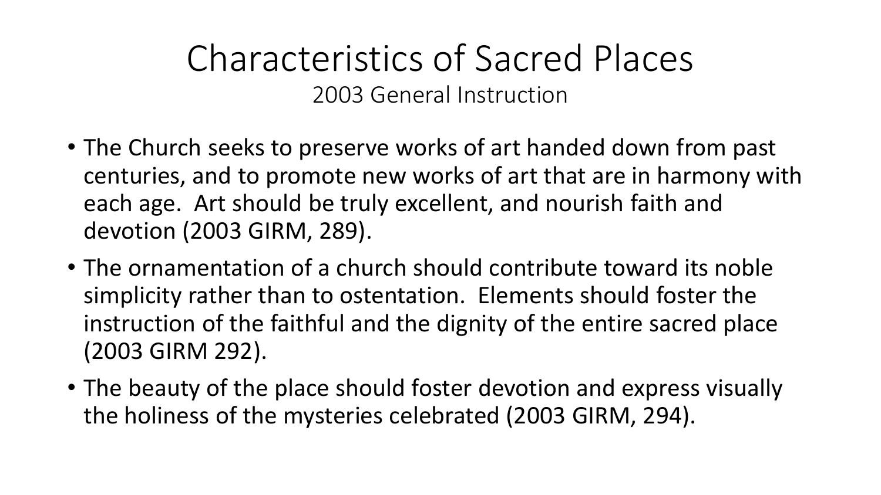# Characteristics of Sacred Places

2003 General Instruction

- The Church seeks to preserve works of art handed down from past centuries, and to promote new works of art that are in harmony with each age. Art should be truly excellent, and nourish faith and devotion (2003 GIRM, 289).
- The ornamentation of a church should contribute toward its noble simplicity rather than to ostentation. Elements should foster the instruction of the faithful and the dignity of the entire sacred place (2003 GIRM 292).
- The beauty of the place should foster devotion and express visually the holiness of the mysteries celebrated (2003 GIRM, 294).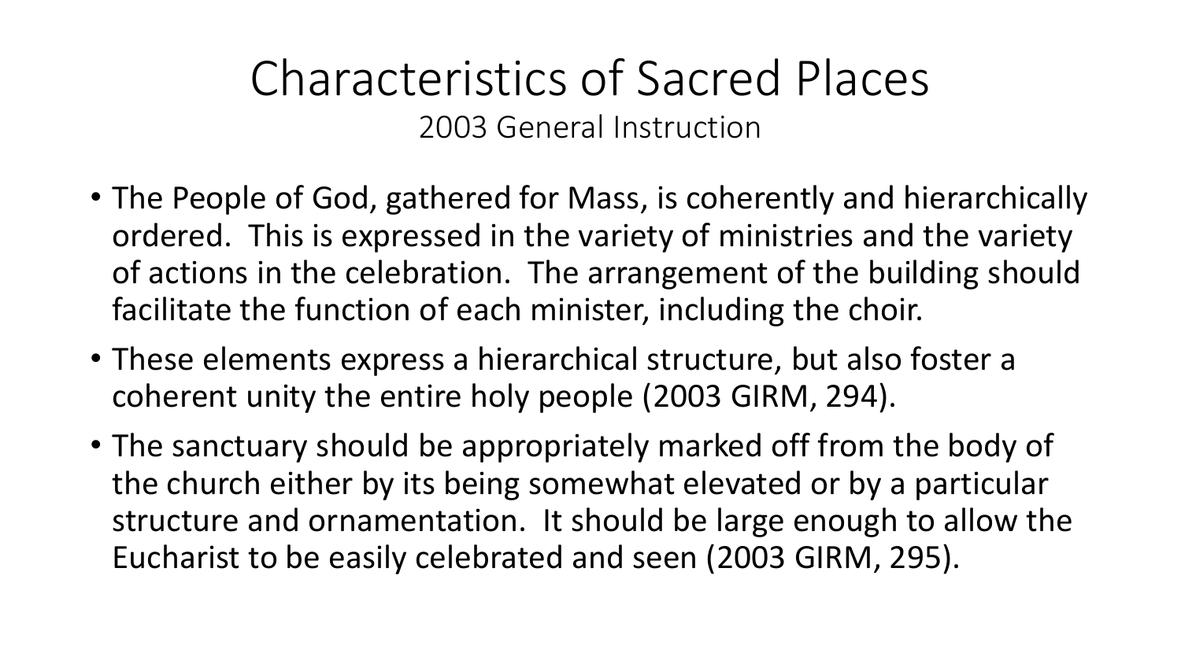# Characteristics of Sacred Places

2003 General Instruction

- The People of God, gathered for Mass, is coherently and hierarchically ordered. This is expressed in the variety of ministries and the variety of actions in the celebration. The arrangement of the building should facilitate the function of each minister, including the choir.
- These elements express a hierarchical structure, but also foster a coherent unity the entire holy people (2003 GIRM, 294).
- The sanctuary should be appropriately marked off from the body of the church either by its being somewhat elevated or by a particular structure and ornamentation. It should be large enough to allow the Eucharist to be easily celebrated and seen (2003 GIRM, 295).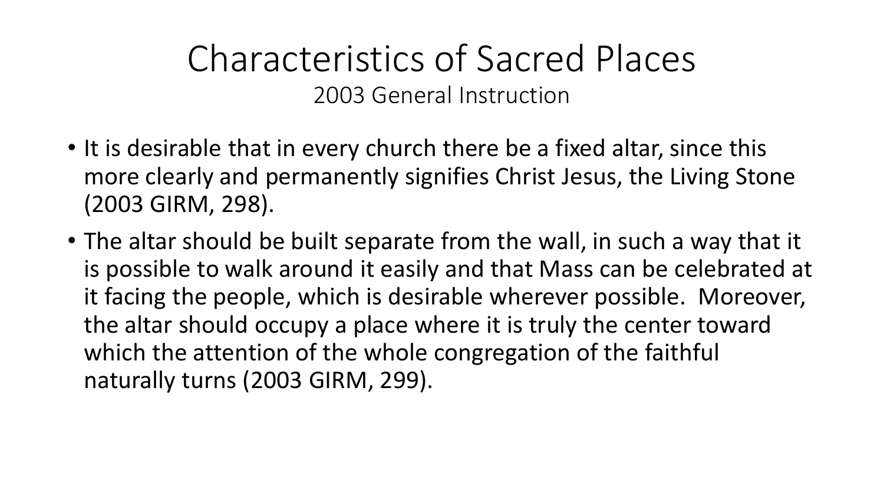# Characteristics of Sacred Places

2003 General Instruction

- It is desirable that in every church there be a fixed altar, since this more clearly and permanently signifies Christ Jesus, the Living Stone (2003 GIRM, 298).
- The altar should be built separate from the wall, in such a way that it is possible to walk around it easily and that Mass can be celebrated at it facing the people, which is desirable wherever possible. Moreover, the altar should occupy a place where it is truly the center toward which the attention of the whole congregation of the faithful naturally turns (2003 GIRM, 299).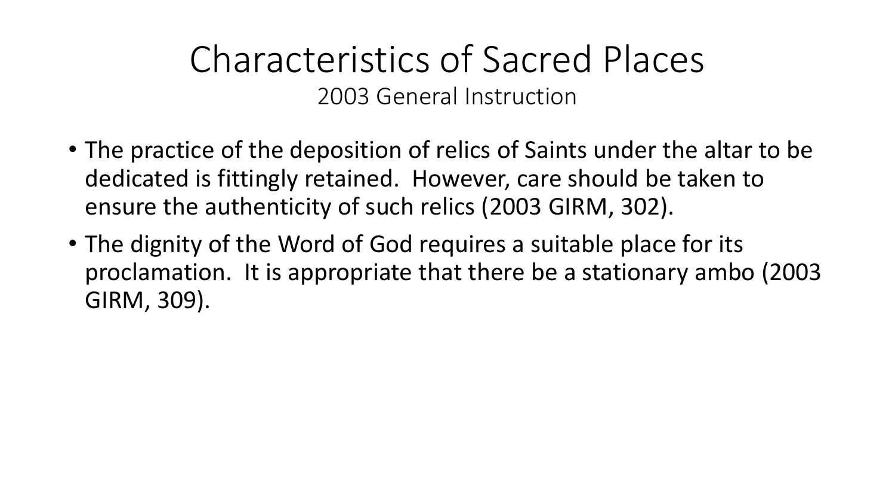# Characteristics of Sacred Places

## 2003 General Instruction

- The practice of the deposition of relics of Saints under the altar to be dedicated is fittingly retained. However, care should be taken to ensure the authenticity of such relics (2003 GIRM, 302).
- The dignity of the Word of God requires a suitable place for its proclamation. It is appropriate that there be a stationary ambo (2003 GIRM, 309).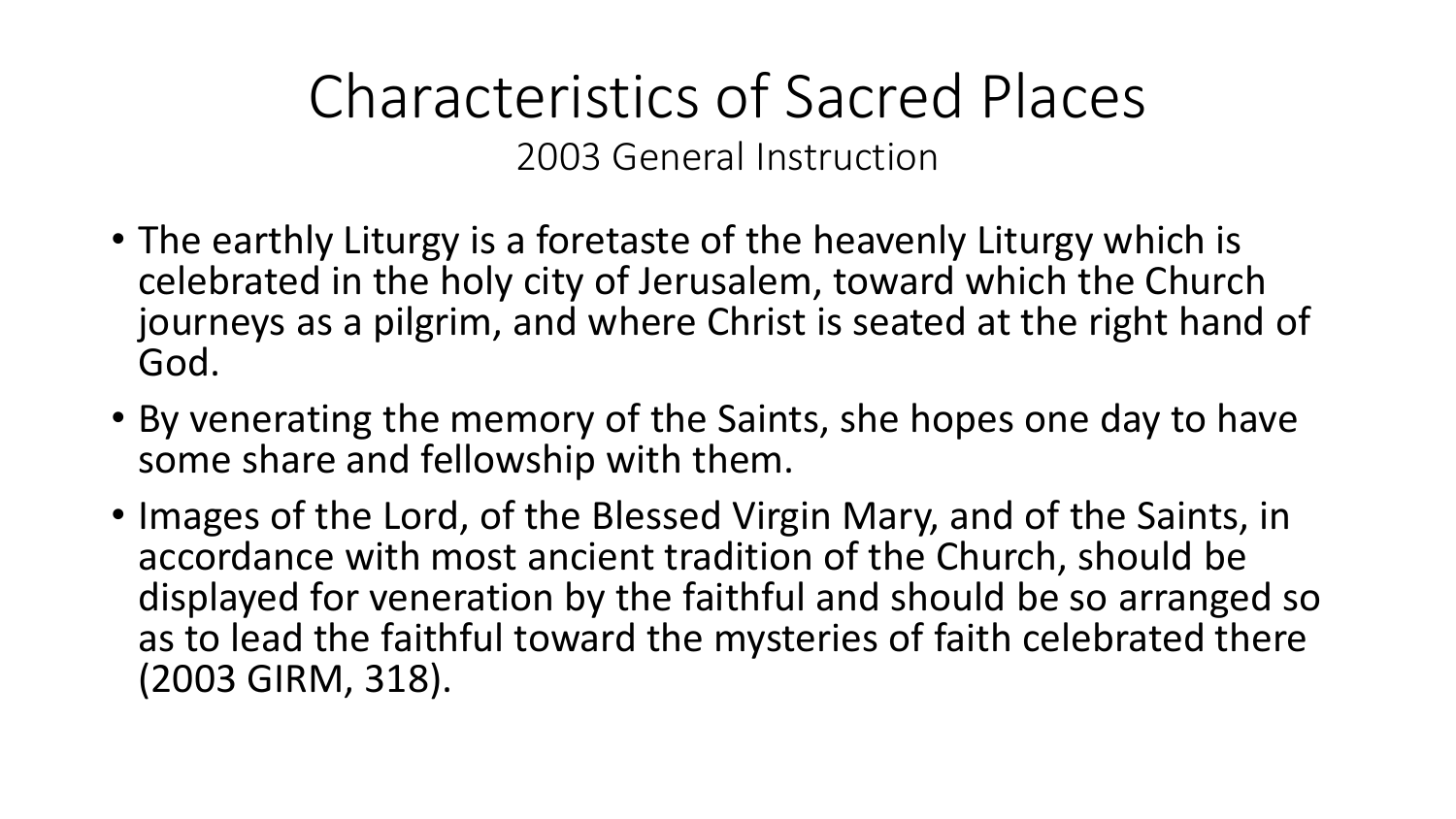# Characteristics of Sacred Places

2003 General Instruction

- The earthly Liturgy is a foretaste of the heavenly Liturgy which is celebrated in the holy city of Jerusalem, toward which the Church journeys as a pilgrim, and where Christ is seated at the right hand of God.
- By venerating the memory of the Saints, she hopes one day to have some share and fellowship with them.
- Images of the Lord, of the Blessed Virgin Mary, and of the Saints, in accordance with most ancient tradition of the Church, should be displayed for veneration by the faithful and should be so arranged so as to lead the faithful toward the mysteries of faith celebrated there (2003 GIRM, 318).